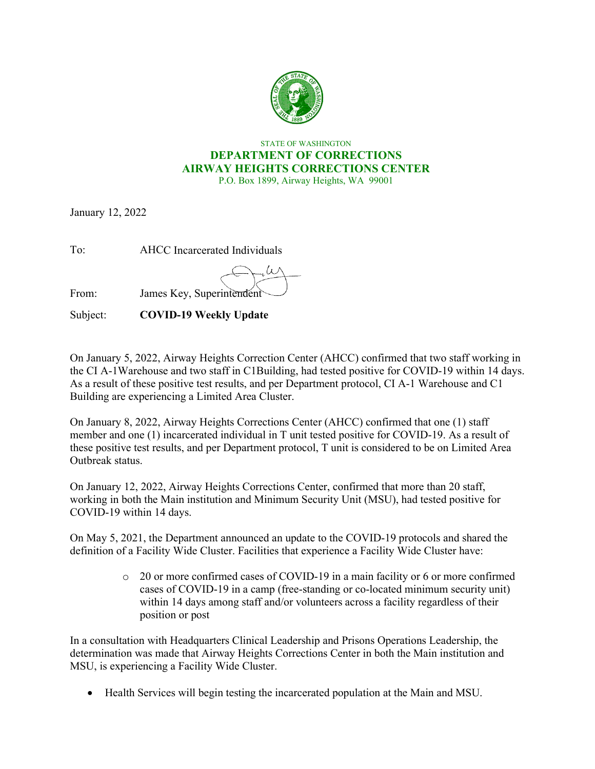STATE OF WASHINGTON

**DEPARTMENT OF CORRECTIONS**

**AIRWAY HEIGHTS CORRECTIONS CENTER**

P.O. Box 1899, Airway Heights, WA 99001

January 12, 2022

To: AHCC Incarcerated Individuals

From: James Key, Superintendent

Subject: **COVID-19 Weekly Update**

On January 5, 2022, Airway Heights Correction Center (AHCC) confirmed that two staff working in the CI A-1Warehouse and two staff in C1Building, had tested positive for COVID-19 within 14 days. As a result of these positive test results, and per Department protocol, CI A-1 Warehouse and C1 Building are experiencing a Limited Area Cluster.

On January 8, 2022, Airway Heights Corrections Center (AHCC) confirmed that one (1) staff member and one (1) incarcerated individual in T unit tested positive for COVID-19. As a result of these positive test results, and per Department protocol, T unit is considered to be on Limited Area Outbreak status.

On January 12, 2022, Airway Heights Corrections Center, confirmed that more than 20 staff, working in both the Main institution and Minimum Security Unit (MSU), had tested positive for COVID-19 within 14 days.

On May 5, 2021, the Department announced an update to the COVID-19 protocols and shared the definition of a Facility Wide Cluster. Facilities that experience a Facility Wide Cluster have:

- 20 or more confirmed cases of COVID-19 in a main facility or 6 or more confirmed cases of COVID-19 in a camp (free-standing or co-located minimum security unit) within 14 days among staff and/or volunteers across a facility regardless of their position or post

In a consultation with Headquarters Clinical Leadership and Prisons Operations Leadership, the determination was made that Airway Heights Corrections Center in both the Main institution and MSU, is experiencing a Facility Wide Cluster.

- Health Services will begin testing the incarcerated population at the Main and MSU.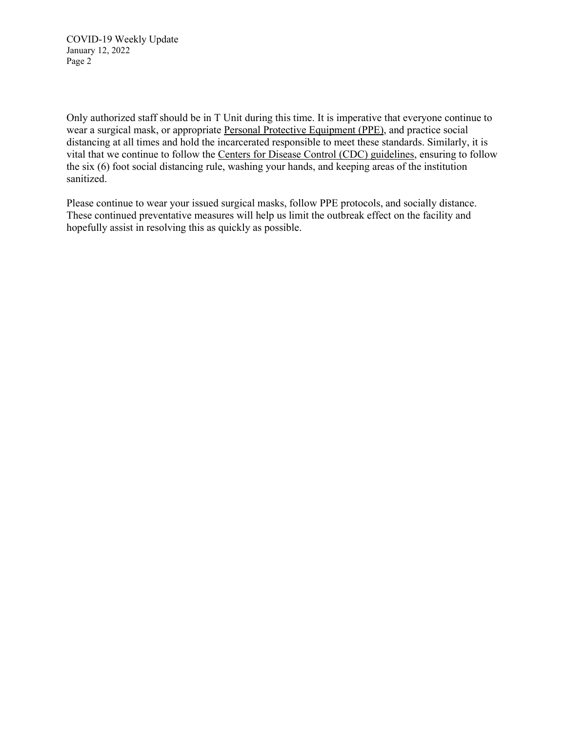Only authorized staff should be in T Unit during this time. It is imperative that everyone continue to wear a surgical mask, or appropriate Personal Protective Equipment (PPE), and practice social distancing at all times and hold the incarcerated responsible to meet these standards. Similarly, it is vital that we continue to follow the Centers for Disease Control (CDC) guidelines, ensuring to follow the six (6) foot social distancing rule, washing your hands, and keeping areas of the institution sanitized.

Please continue to wear your issued surgical masks, follow PPE protocols, and socially distance. These continued preventative measures will help us limit the outbreak effect on the facility and hopefully assist in resolving this as quickly as possible.